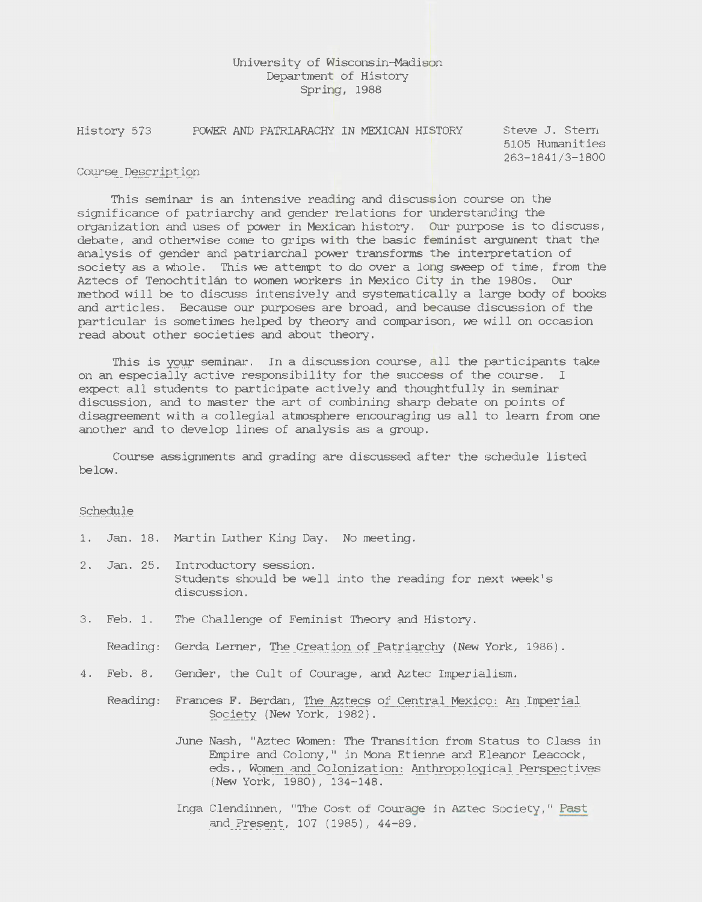University of Wisconsin-Madison
Department of History
Spring, 1988

History 573 POWER AND PATRIARCHY IN MEXICAN HISTORY

Steve J. Stern
5105 Humanities
263-1841/3-1800

## Course Description

This seminar is an intensive reading and discussion course on the significance of patriarchy and gender relations for understanding the organization and uses of power in Mexican history. Our purpose is to discuss, debate, and otherwise come to grips with the basic feminist argument that the analysis of gender and patriarchal power transforms the interpretation of society as a whole. This we attempt to do over a long sweep of time, from the Aztecs of Tenochtitlán to women workers in Mexico City in the 1980s. Our method will be to discuss intensively and systematically a large body of books and articles. Because our purposes are broad, and because discussion of the particular is sometimes helped by theory and comparison, we will on occasion read about other societies and about theory.

This is *your* seminar. In a discussion course, all the participants take on an especially active responsibility for the success of the course. I expect all students to participate actively and thoughtfully in seminar discussion, and to master the art of combining sharp debate on points of disagreement with a collegial atmosphere encouraging us all to learn from one another and to develop lines of analysis as a group.

Course assignments and grading are discussed after the schedule listed below.

## Schedule

1. Jan. 18. Martin Luther King Day. No meeting.

2. Jan. 25. Introductory session.
   Students should be well into the reading for next week's discussion.

3. Feb. 1. The Challenge of Feminist Theory and History.

   Reading: Gerda Lerner, *The Creation of Patriarchy* (New York, 1986).

4. Feb. 8. Gender, the Cult of Courage, and Aztec Imperialism.

   Reading: Frances F. Berdan, *The Aztecs of Central Mexico: An Imperial Society* (New York, 1982).

   June Nash, "Aztec Women: The Transition from Status to Class in Empire and Colony," in Mona Etienne and Eleanor Leacock, eds., *Women and Colonization: Anthropological Perspectives* (New York, 1980), 134-148.

   Inga Clendinnen, "The Cost of Courage in Aztec Society," *Past and Present*, 107 (1985), 44-89.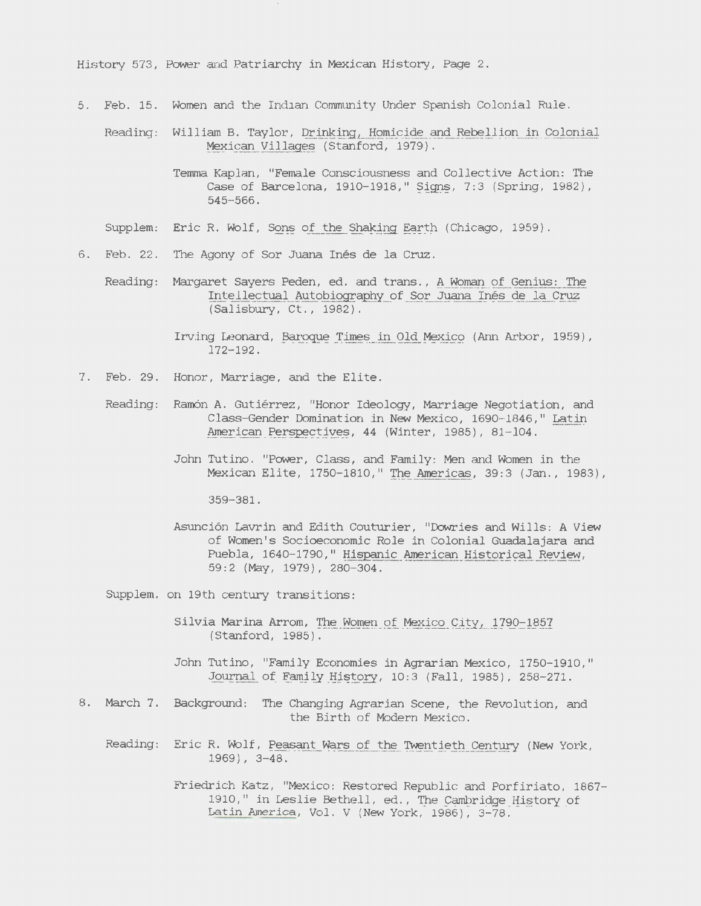5. Feb. 15. Women and the Indian Community Under Spanish Colonial Rule.

   Reading: William B. Taylor, Drinking, Homicide and Rebellion in Colonial Mexican Villages (Stanford, 1979).

   Temma Kaplan, "Female Consciousness and Collective Action: The Case of Barcelona, 1910-1918," Signs, 7:3 (Spring, 1982), 545-566.

   Supplem: Eric R. Wolf, Sons of the Shaking Earth (Chicago, 1959).

6. Feb. 22. The Agony of Sor Juana Inés de la Cruz.

   Reading: Margaret Sayers Peden, ed. and trans., A Woman of Genius: The Intellectual Autobiography of Sor Juana Inés de la Cruz (Salisbury, Ct., 1982).

   Irving Leonard, Baroque Times in Old Mexico (Ann Arbor, 1959), 172-192.

7. Feb. 29. Honor, Marriage, and the Elite.

   Reading: Ramón A. Gutiérrez, "Honor Ideology, Marriage Negotiation, and Class-Gender Domination in New Mexico, 1690-1846," Latin American Perspectives, 44 (Winter, 1985), 81-104.

   John Tutino. "Power, Class, and Family: Men and Women in the Mexican Elite, 1750-1810," The Americas, 39:3 (Jan., 1983), 359-381.

   Asunción Lavrin and Edith Couturier, "Dowries and Wills: A View of Women's Socioeconomic Role in Colonial Guadalajara and Puebla, 1640-1790," Hispanic American Historical Review, 59:2 (May, 1979), 280-304.

   Supplem. on 19th century transitions:

   Silvia Marina Arrom, The Women of Mexico City, 1790-1857 (Stanford, 1985).

   John Tutino, "Family Economies in Agrarian Mexico, 1750-1910," Journal of Family History, 10:3 (Fall, 1985), 258-271.

8. March 7. Background: The Changing Agrarian Scene, the Revolution, and the Birth of Modern Mexico.

   Reading: Eric R. Wolf, Peasant Wars of the Twentieth Century (New York, 1969), 3-48.

   Friedrich Katz, "Mexico: Restored Republic and Porfiriato, 1867-1910," in Leslie Bethell, ed., The Cambridge History of Latin America, Vol. V (New York, 1986), 3-78.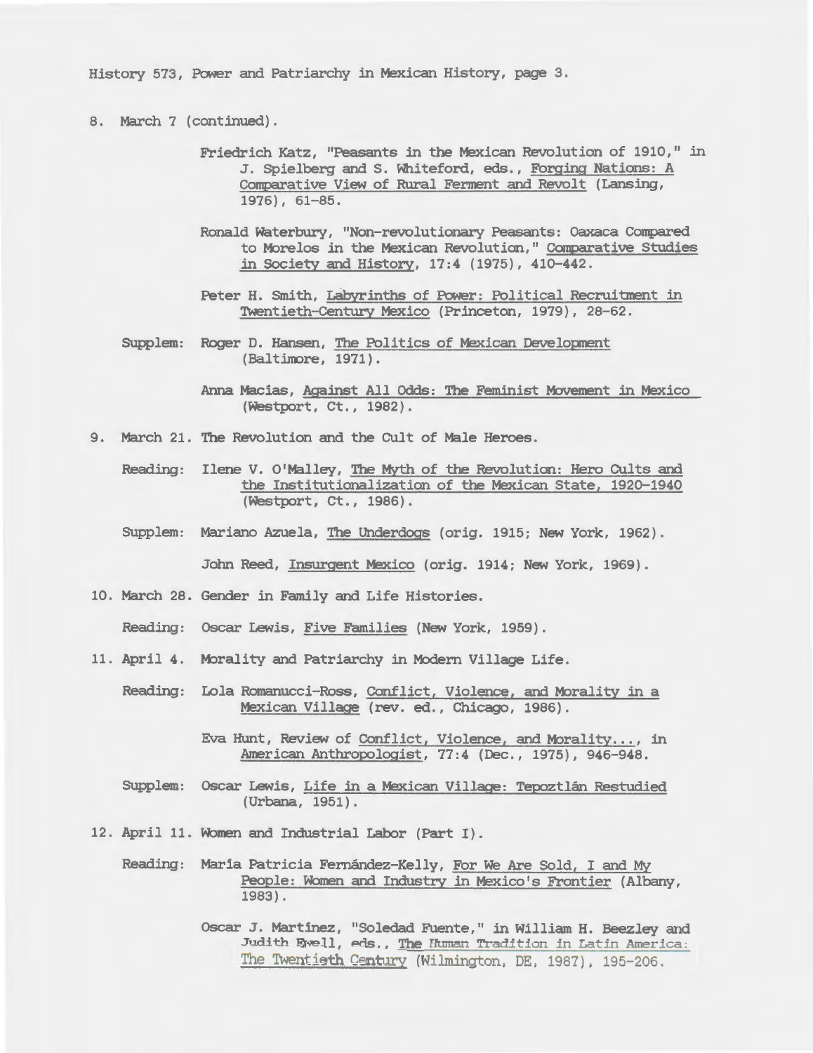8. March 7 (continued).

Friedrich Katz, "Peasants in the Mexican Revolution of 1910," in J. Spielberg and S. Whiteford, eds., Forging Nations: A Comparative View of Rural Ferment and Revolt (Lansing, 1976), 61-85.

Ronald Waterbury, "Non-revolutionary Peasants: Oaxaca Compared to Morelos in the Mexican Revolution," Comparative Studies in Society and History, 17:4 (1975), 410-442.

Peter H. Smith, Labyrinths of Power: Political Recruitment in Twentieth-Century Mexico (Princeton, 1979), 28-62.

Supplem: Roger D. Hansen, The Politics of Mexican Development (Baltimore, 1971).

Anna Macias, Against All Odds: The Feminist Movement in Mexico (Westport, Ct., 1982).

9. March 21. The Revolution and the Cult of Male Heroes.

Reading: Ilene V. O'Malley, The Myth of the Revolution: Hero Cults and the Institutionalization of the Mexican State, 1920-1940 (Westport, Ct., 1986).

Supplem: Mariano Azuela, The Underdogs (orig. 1915; New York, 1962).

John Reed, Insurgent Mexico (orig. 1914; New York, 1969).

10. March 28. Gender in Family and Life Histories.

Reading: Oscar Lewis, Five Families (New York, 1959).

11. April 4. Morality and Patriarchy in Modern Village Life.

Reading: Lola Romanucci-Ross, Conflict, Violence, and Morality in a Mexican Village (rev. ed., Chicago, 1986).

Eva Hunt, Review of Conflict, Violence, and Morality..., in American Anthropologist, 77:4 (Dec., 1975), 946-948.

Supplem: Oscar Lewis, Life in a Mexican Village: Tepoztlán Restudied (Urbana, 1951).

12. April 11. Women and Industrial Labor (Part I).

Reading: María Patricia Fernández-Kelly, For We Are Sold, I and My People: Women and Industry in Mexico's Frontier (Albany, 1983).

Oscar J. Martínez, "Soledad Fuente," in William H. Beezley and Judith Ewell, eds., The Human Tradition in Latin America: The Twentieth Century (Wilmington, DE, 1987), 195-206.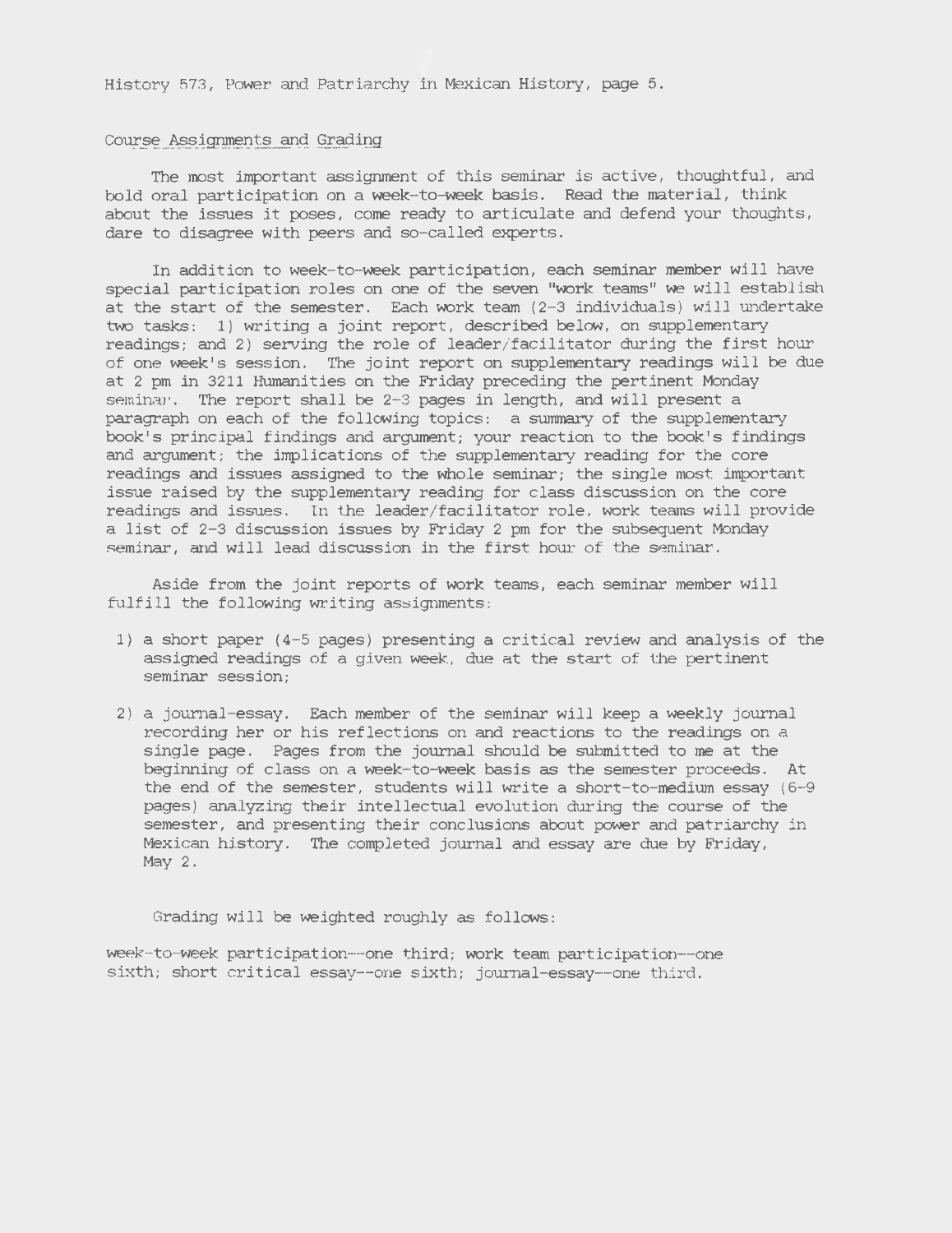## Course Assignments and Grading

The most important assignment of this seminar is active, thoughtful, and bold oral participation on a week-to-week basis. Read the material, think about the issues it poses, come ready to articulate and defend your thoughts, dare to disagree with peers and so-called experts.

In addition to week-to-week participation, each seminar member will have special participation roles on one of the seven "work teams" we will establish at the start of the semester. Each work team (2-3 individuals) will undertake two tasks: 1) writing a joint report, described below, on supplementary readings; and 2) serving the role of leader/facilitator during the first hour of one week's session. The joint report on supplementary readings will be due at 2 pm in 3211 Humanities on the Friday preceding the pertinent Monday seminar. The report shall be 2-3 pages in length, and will present a paragraph on each of the following topics: a summary of the supplementary book's principal findings and argument; your reaction to the book's findings and argument; the implications of the supplementary reading for the core readings and issues assigned to the whole seminar; the single most important issue raised by the supplementary reading for class discussion on the core readings and issues. In the leader/facilitator role, work teams will provide a list of 2-3 discussion issues by Friday 2 pm for the subsequent Monday seminar, and will lead discussion in the first hour of the seminar.

Aside from the joint reports of work teams, each seminar member will fulfill the following writing assignments:

1) a short paper (4-5 pages) presenting a critical review and analysis of the assigned readings of a given week, due at the start of the pertinent seminar session;

2) a journal-essay. Each member of the seminar will keep a weekly journal recording her or his reflections on and reactions to the readings on a single page. Pages from the journal should be submitted to me at the beginning of class on a week-to-week basis as the semester proceeds. At the end of the semester, students will write a short-to-medium essay (6-9 pages) analyzing their intellectual evolution during the course of the semester, and presenting their conclusions about power and patriarchy in Mexican history. The completed journal and essay are due by Friday, May 2.

Grading will be weighted roughly as follows:

week-to-week participation--one third; work team participation--one sixth; short critical essay--one sixth; journal-essay--one third.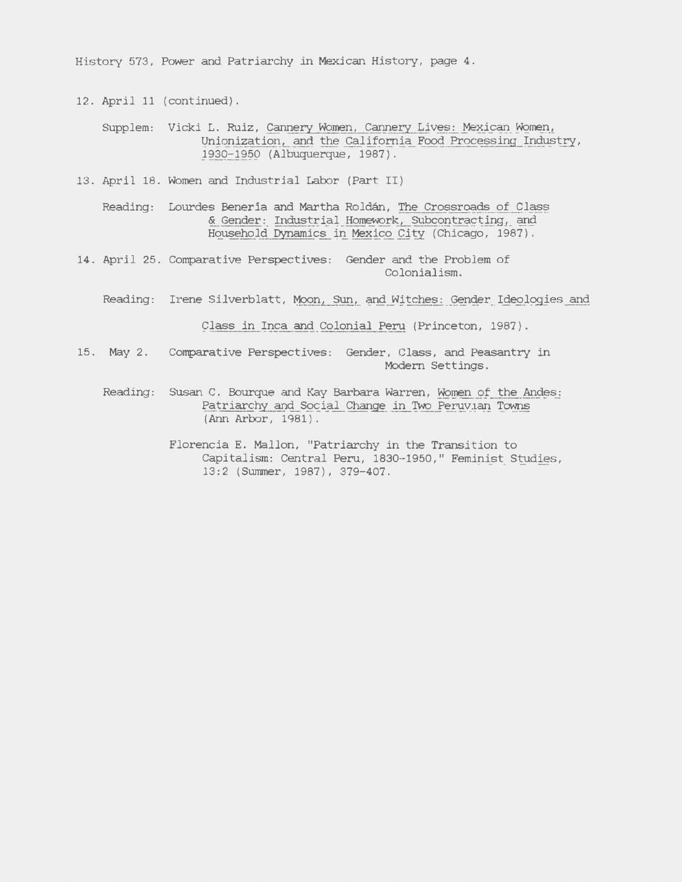12. April 11 (continued).

Supplem: Vicki L. Ruiz, Cannery Women, Cannery Lives: Mexican Women, Unionization, and the California Food Processing Industry, 1930-1950 (Albuquerque, 1987).

13. April 18. Women and Industrial Labor (Part II)

Reading: Lourdes Benería and Martha Roldán, The Crossroads of Class & Gender: Industrial Homework, Subcontracting, and Household Dynamics in Mexico City (Chicago, 1987).

14. April 25. Comparative Perspectives: Gender and the Problem of Colonialism.

Reading: Irene Silverblatt, Moon, Sun, and Witches: Gender Ideologies and Class in Inca and Colonial Peru (Princeton, 1987).

15. May 2. Comparative Perspectives: Gender, Class, and Peasantry in Modern Settings.

Reading: Susan C. Bourque and Kay Barbara Warren, Women of the Andes: Patriarchy and Social Change in Two Peruvian Towns (Ann Arbor, 1981).

Florencia E. Mallon, "Patriarchy in the Transition to Capitalism: Central Peru, 1830-1950," Feminist Studies, 13:2 (Summer, 1987), 379-407.